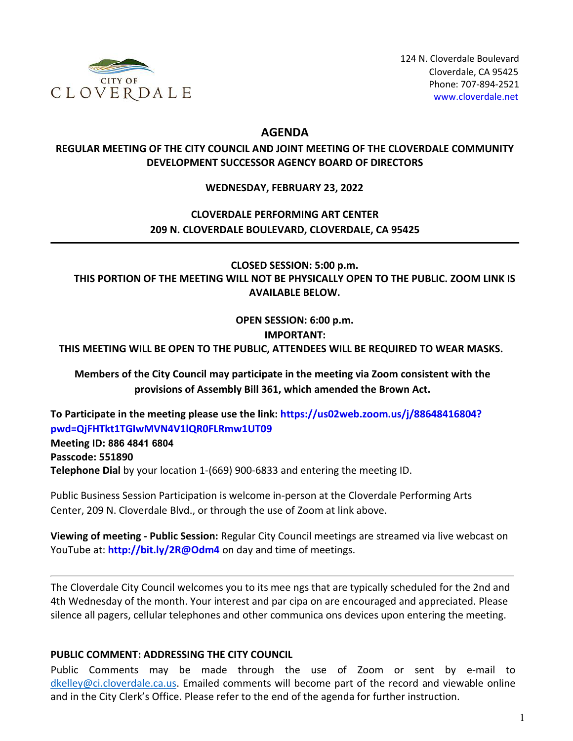CITY OF CLOVERDALE

124 N. Cloverdale Boulevard
Cloverdale, CA 95425
Phone: 707-894-2521
www.cloverdale.net

# AGENDA

## REGULAR MEETING OF THE CITY COUNCIL AND JOINT MEETING OF THE CLOVERDALE COMMUNITY DEVELOPMENT SUCCESSOR AGENCY BOARD OF DIRECTORS

**WEDNESDAY, FEBRUARY 23, 2022**

**CLOVERDALE PERFORMING ART CENTER**
**209 N. CLOVERDALE BOULEVARD, CLOVERDALE, CA 95425**

---

**CLOSED SESSION: 5:00 p.m.**
**THIS PORTION OF THE MEETING WILL NOT BE PHYSICALLY OPEN TO THE PUBLIC. ZOOM LINK IS AVAILABLE BELOW.**

**OPEN SESSION: 6:00 p.m.**
**IMPORTANT:**
**THIS MEETING WILL BE OPEN TO THE PUBLIC, ATTENDEES WILL BE REQUIRED TO WEAR MASKS.**

**Members of the City Council may participate in the meeting via Zoom consistent with the provisions of Assembly Bill 361, which amended the Brown Act.**

**To Participate in the meeting please use the link: https://us02web.zoom.us/j/88648416804?pwd=QjFHTkt1TGIwMVN4V1lQR0FLRmw1UT09**
**Meeting ID: 886 4841 6804**
**Passcode: 551890**
**Telephone Dial** by your location 1-(669) 900-6833 and entering the meeting ID.

Public Business Session Participation is welcome in-person at the Cloverdale Performing Arts Center, 209 N. Cloverdale Blvd., or through the use of Zoom at link above.

**Viewing of meeting - Public Session:** Regular City Council meetings are streamed via live webcast on YouTube at: **http://bit.ly/2R@Odm4** on day and time of meetings.

---

The Cloverdale City Council welcomes you to its mee ngs that are typically scheduled for the 2nd and 4th Wednesday of the month. Your interest and par cipa on are encouraged and appreciated. Please silence all pagers, cellular telephones and other communica ons devices upon entering the meeting.

**PUBLIC COMMENT: ADDRESSING THE CITY COUNCIL**

Public Comments may be made through the use of Zoom or sent by e-mail to dkelley@ci.cloverdale.ca.us. Emailed comments will become part of the record and viewable online and in the City Clerk's Office. Please refer to the end of the agenda for further instruction.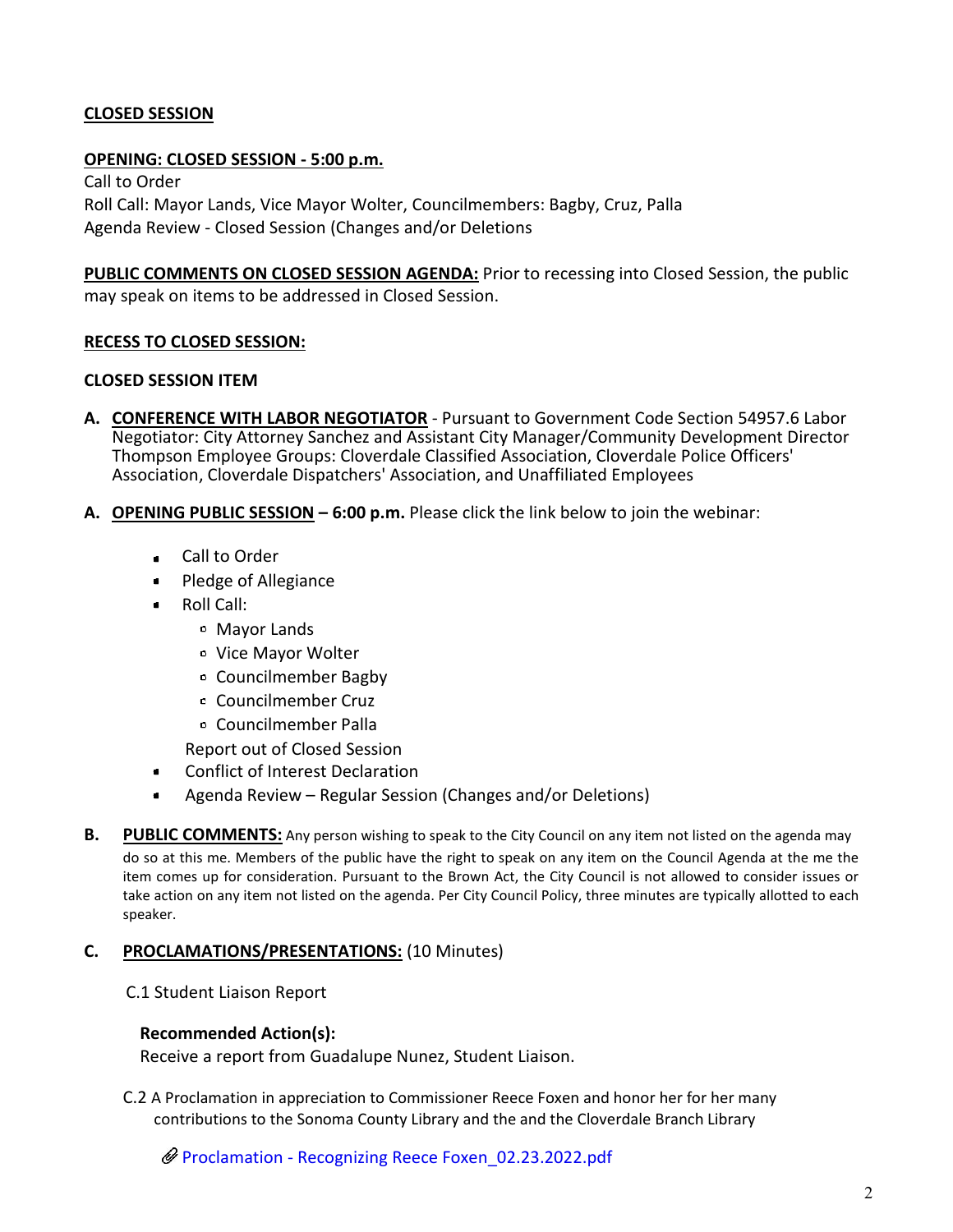**CLOSED SESSION**

**OPENING: CLOSED SESSION - 5:00 p.m.**

Call to Order
Roll Call: Mayor Lands, Vice Mayor Wolter, Councilmembers: Bagby, Cruz, Palla
Agenda Review - Closed Session (Changes and/or Deletions

**PUBLIC COMMENTS ON CLOSED SESSION AGENDA:** Prior to recessing into Closed Session, the public may speak on items to be addressed in Closed Session.

**RECESS TO CLOSED SESSION:**

**CLOSED SESSION ITEM**

**A. CONFERENCE WITH LABOR NEGOTIATOR** - Pursuant to Government Code Section 54957.6 Labor Negotiator: City Attorney Sanchez and Assistant City Manager/Community Development Director Thompson Employee Groups: Cloverdale Classified Association, Cloverdale Police Officers' Association, Cloverdale Dispatchers' Association, and Unaffiliated Employees

**A. OPENING PUBLIC SESSION – 6:00 p.m.** Please click the link below to join the webinar:

- Call to Order
- Pledge of Allegiance
- Roll Call:
  - Mayor Lands
  - Vice Mayor Wolter
  - Councilmember Bagby
  - Councilmember Cruz
  - Councilmember Palla

  Report out of Closed Session
- Conflict of Interest Declaration
- Agenda Review – Regular Session (Changes and/or Deletions)

**B. PUBLIC COMMENTS:** Any person wishing to speak to the City Council on any item not listed on the agenda may do so at this me. Members of the public have the right to speak on any item on the Council Agenda at the me the item comes up for consideration. Pursuant to the Brown Act, the City Council is not allowed to consider issues or take action on any item not listed on the agenda. Per City Council Policy, three minutes are typically allotted to each speaker.

**C. PROCLAMATIONS/PRESENTATIONS:** (10 Minutes)

C.1 Student Liaison Report

**Recommended Action(s):**
Receive a report from Guadalupe Nunez, Student Liaison.

C.2 A Proclamation in appreciation to Commissioner Reece Foxen and honor her for her many contributions to the Sonoma County Library and the and the Cloverdale Branch Library

Proclamation - Recognizing Reece Foxen_02.23.2022.pdf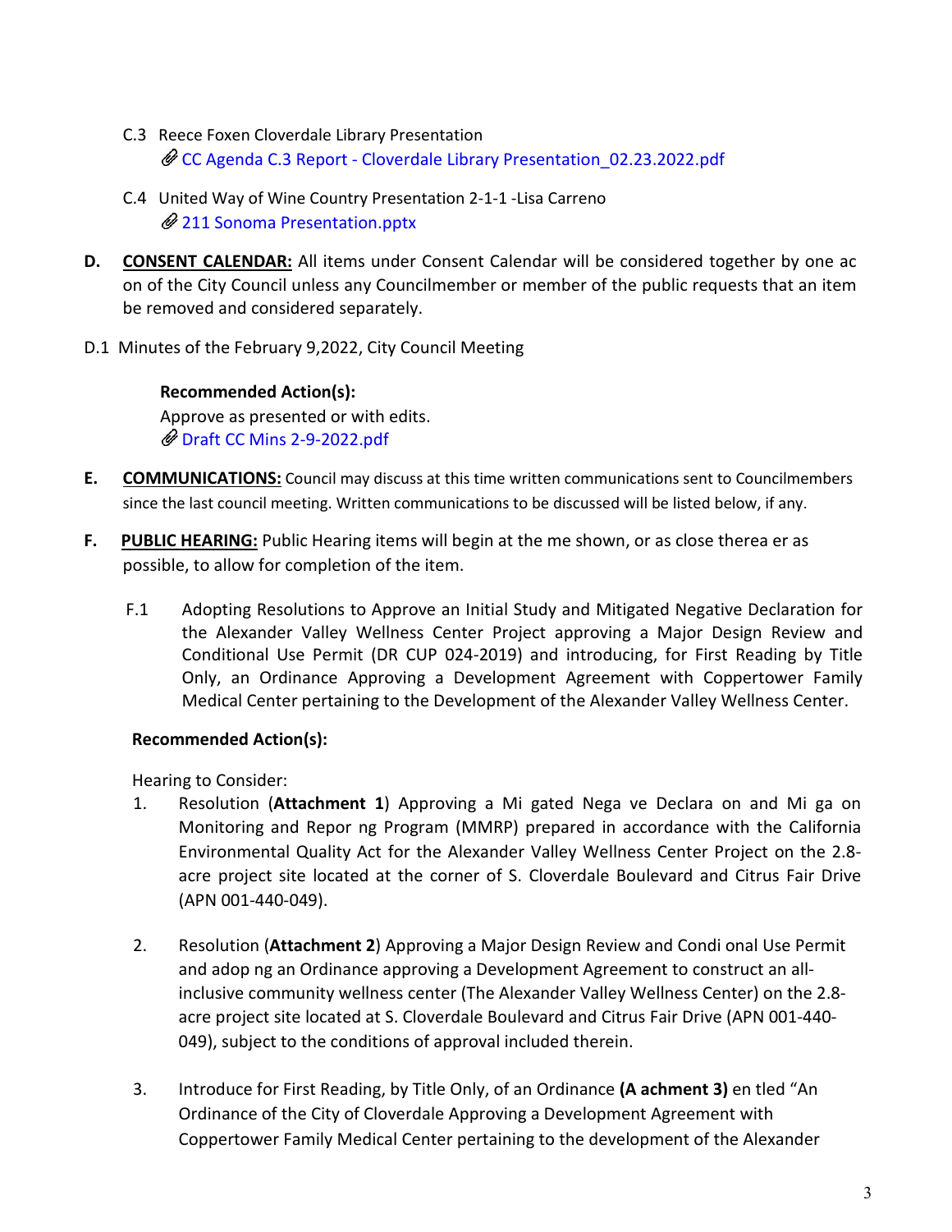C.3 Reece Foxen Cloverdale Library Presentation
CC Agenda C.3 Report - Cloverdale Library Presentation_02.23.2022.pdf

C.4 United Way of Wine Country Presentation 2-1-1 -Lisa Carreno
211 Sonoma Presentation.pptx

**D.** **CONSENT CALENDAR:** All items under Consent Calendar will be considered together by one ac on of the City Council unless any Councilmember or member of the public requests that an item be removed and considered separately.

D.1 Minutes of the February 9,2022, City Council Meeting

**Recommended Action(s):**
Approve as presented or with edits.
Draft CC Mins 2-9-2022.pdf

**E.** **COMMUNICATIONS:** Council may discuss at this time written communications sent to Councilmembers since the last council meeting. Written communications to be discussed will be listed below, if any.

**F.** **PUBLIC HEARING:** Public Hearing items will begin at the me shown, or as close therea er as possible, to allow for completion of the item.

F.1 Adopting Resolutions to Approve an Initial Study and Mitigated Negative Declaration for the Alexander Valley Wellness Center Project approving a Major Design Review and Conditional Use Permit (DR CUP 024-2019) and introducing, for First Reading by Title Only, an Ordinance Approving a Development Agreement with Coppertower Family Medical Center pertaining to the Development of the Alexander Valley Wellness Center.

**Recommended Action(s):**

Hearing to Consider:

1. Resolution (**Attachment 1**) Approving a Mi gated Nega ve Declara on and Mi ga on Monitoring and Repor ng Program (MMRP) prepared in accordance with the California Environmental Quality Act for the Alexander Valley Wellness Center Project on the 2.8-acre project site located at the corner of S. Cloverdale Boulevard and Citrus Fair Drive (APN 001-440-049).

2. Resolution (**Attachment 2**) Approving a Major Design Review and Condi onal Use Permit and adop ng an Ordinance approving a Development Agreement to construct an all-inclusive community wellness center (The Alexander Valley Wellness Center) on the 2.8-acre project site located at S. Cloverdale Boulevard and Citrus Fair Drive (APN 001-440-049), subject to the conditions of approval included therein.

3. Introduce for First Reading, by Title Only, of an Ordinance **(A achment 3)** en tled "An Ordinance of the City of Cloverdale Approving a Development Agreement with Coppertower Family Medical Center pertaining to the development of the Alexander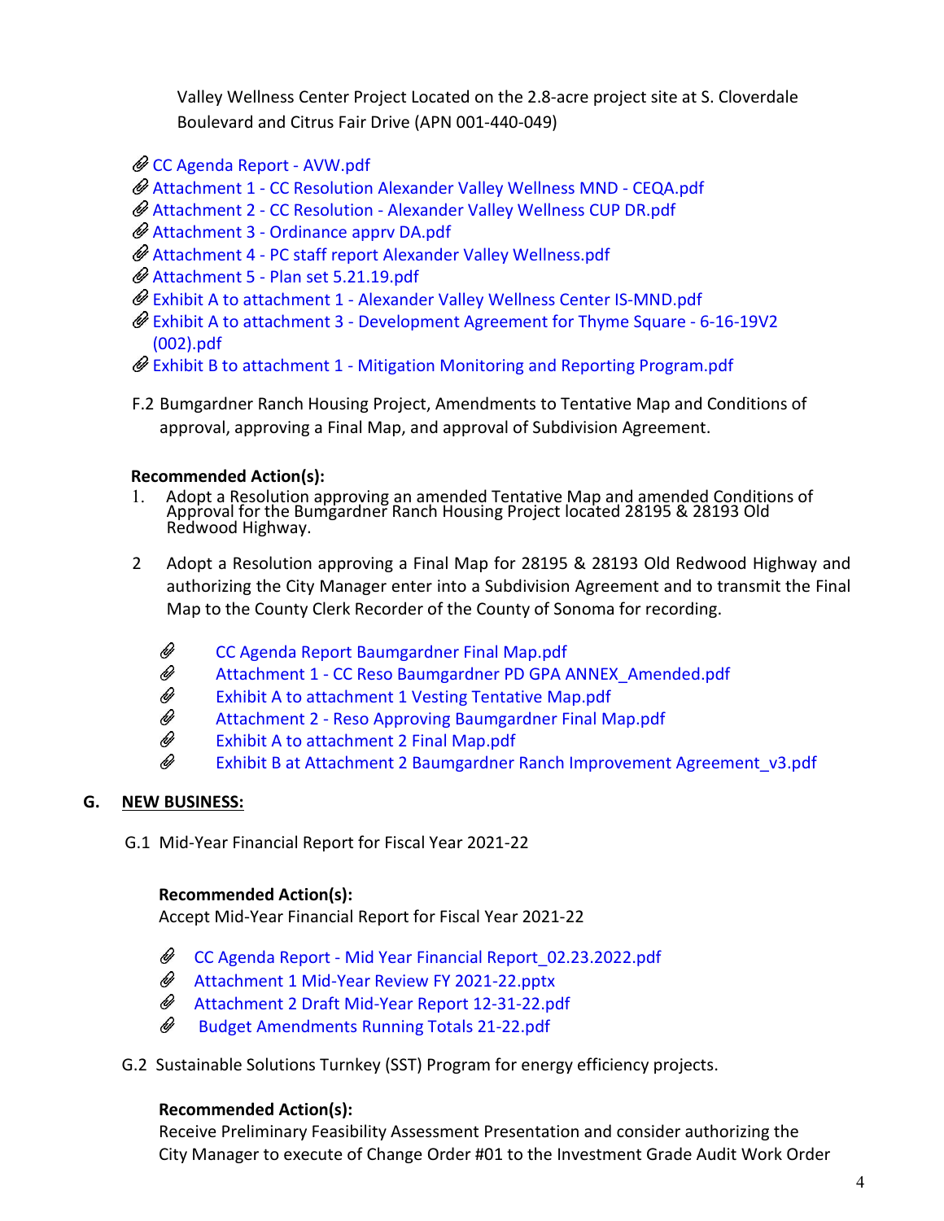Valley Wellness Center Project Located on the 2.8-acre project site at S. Cloverdale Boulevard and Citrus Fair Drive (APN 001-440-049)

- CC Agenda Report - AVW.pdf
- Attachment 1 - CC Resolution Alexander Valley Wellness MND - CEQA.pdf
- Attachment 2 - CC Resolution - Alexander Valley Wellness CUP DR.pdf
- Attachment 3 - Ordinance apprv DA.pdf
- Attachment 4 - PC staff report Alexander Valley Wellness.pdf
- Attachment 5 - Plan set 5.21.19.pdf
- Exhibit A to attachment 1 - Alexander Valley Wellness Center IS-MND.pdf
- Exhibit A to attachment 3 - Development Agreement for Thyme Square - 6-16-19V2 (002).pdf
- Exhibit B to attachment 1 - Mitigation Monitoring and Reporting Program.pdf

F.2 Bumgardner Ranch Housing Project, Amendments to Tentative Map and Conditions of approval, approving a Final Map, and approval of Subdivision Agreement.

**Recommended Action(s):**

1. Adopt a Resolution approving an amended Tentative Map and amended Conditions of Approval for the Bumgardner Ranch Housing Project located 28195 & 28193 Old Redwood Highway.

2. Adopt a Resolution approving a Final Map for 28195 & 28193 Old Redwood Highway and authorizing the City Manager enter into a Subdivision Agreement and to transmit the Final Map to the County Clerk Recorder of the County of Sonoma for recording.

- CC Agenda Report Baumgardner Final Map.pdf
- Attachment 1 - CC Reso Baumgardner PD GPA ANNEX_Amended.pdf
- Exhibit A to attachment 1 Vesting Tentative Map.pdf
- Attachment 2 - Reso Approving Baumgardner Final Map.pdf
- Exhibit A to attachment 2 Final Map.pdf
- Exhibit B at Attachment 2 Baumgardner Ranch Improvement Agreement_v3.pdf

## G. NEW BUSINESS:

G.1 Mid-Year Financial Report for Fiscal Year 2021-22

**Recommended Action(s):**
Accept Mid-Year Financial Report for Fiscal Year 2021-22

- CC Agenda Report - Mid Year Financial Report_02.23.2022.pdf
- Attachment 1 Mid-Year Review FY 2021-22.pptx
- Attachment 2 Draft Mid-Year Report 12-31-22.pdf
- Budget Amendments Running Totals 21-22.pdf

G.2 Sustainable Solutions Turnkey (SST) Program for energy efficiency projects.

**Recommended Action(s):**
Receive Preliminary Feasibility Assessment Presentation and consider authorizing the City Manager to execute of Change Order #01 to the Investment Grade Audit Work Order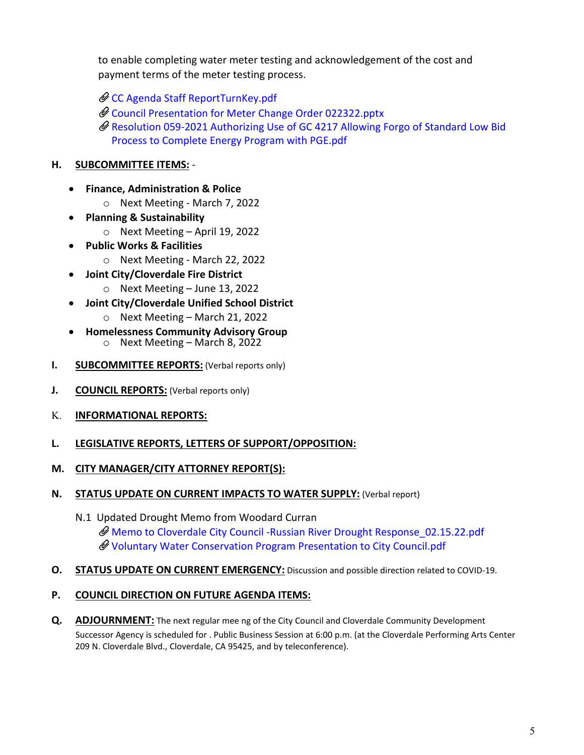to enable completing water meter testing and acknowledgement of the cost and payment terms of the meter testing process.

- CC Agenda Staff ReportTurnKey.pdf
- Council Presentation for Meter Change Order 022322.pptx
- Resolution 059-2021 Authorizing Use of GC 4217 Allowing Forgo of Standard Low Bid Process to Complete Energy Program with PGE.pdf

**H. SUBCOMMITTEE ITEMS:** -

- **Finance, Administration & Police**
  - Next Meeting - March 7, 2022
- **Planning & Sustainability**
  - Next Meeting – April 19, 2022
- **Public Works & Facilities**
  - Next Meeting - March 22, 2022
- **Joint City/Cloverdale Fire District**
  - Next Meeting – June 13, 2022
- **Joint City/Cloverdale Unified School District**
  - Next Meeting – March 21, 2022
- **Homelessness Community Advisory Group**
  - Next Meeting – March 8, 2022

**I. SUBCOMMITTEE REPORTS:** (Verbal reports only)

**J. COUNCIL REPORTS:** (Verbal reports only)

**K. INFORMATIONAL REPORTS:**

**L. LEGISLATIVE REPORTS, LETTERS OF SUPPORT/OPPOSITION:**

**M. CITY MANAGER/CITY ATTORNEY REPORT(S):**

**N. STATUS UPDATE ON CURRENT IMPACTS TO WATER SUPPLY:** (Verbal report)

N.1 Updated Drought Memo from Woodard Curran

- Memo to Cloverdale City Council -Russian River Drought Response_02.15.22.pdf
- Voluntary Water Conservation Program Presentation to City Council.pdf

**O. STATUS UPDATE ON CURRENT EMERGENCY:** Discussion and possible direction related to COVID-19.

**P. COUNCIL DIRECTION ON FUTURE AGENDA ITEMS:**

**Q. ADJOURNMENT:** The next regular mee ng of the City Council and Cloverdale Community Development Successor Agency is scheduled for . Public Business Session at 6:00 p.m. (at the Cloverdale Performing Arts Center 209 N. Cloverdale Blvd., Cloverdale, CA 95425, and by teleconference).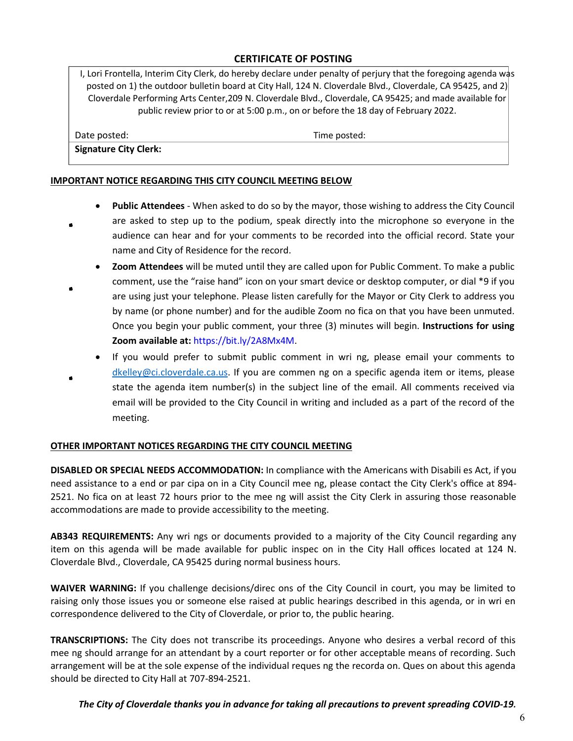## CERTIFICATE OF POSTING

| I, Lori Frontella, Interim City Clerk, do hereby declare under penalty of perjury that the foregoing agenda was posted on 1) the outdoor bulletin board at City Hall, 124 N. Cloverdale Blvd., Cloverdale, CA 95425, and 2) Cloverdale Performing Arts Center,209 N. Cloverdale Blvd., Cloverdale, CA 95425; and made available for public review prior to or at 5:00 p.m., on or before the 18 day of February 2022. | |
|---|---|
| Date posted: | Time posted: |
| **Signature City Clerk:** | |

**IMPORTANT NOTICE REGARDING THIS CITY COUNCIL MEETING BELOW**

- **Public Attendees** - When asked to do so by the mayor, those wishing to address the City Council are asked to step up to the podium, speak directly into the microphone so everyone in the audience can hear and for your comments to be recorded into the official record. State your name and City of Residence for the record.
- **Zoom Attendees** will be muted until they are called upon for Public Comment. To make a public comment, use the "raise hand" icon on your smart device or desktop computer, or dial *9 if you are using just your telephone. Please listen carefully for the Mayor or City Clerk to address you by name (or phone number) and for the audible Zoom no fica on that you have been unmuted. Once you begin your public comment, your three (3) minutes will begin. **Instructions for using Zoom available at:** https://bit.ly/2A8Mx4M.
- If you would prefer to submit public comment in wri ng, please email your comments to dkelley@ci.cloverdale.ca.us. If you are commen ng on a specific agenda item or items, please state the agenda item number(s) in the subject line of the email. All comments received via email will be provided to the City Council in writing and included as a part of the record of the meeting.

**OTHER IMPORTANT NOTICES REGARDING THE CITY COUNCIL MEETING**

**DISABLED OR SPECIAL NEEDS ACCOMMODATION:** In compliance with the Americans with Disabili es Act, if you need assistance to a end or par cipa on in a City Council mee ng, please contact the City Clerk's office at 894-2521. No fica on at least 72 hours prior to the mee ng will assist the City Clerk in assuring those reasonable accommodations are made to provide accessibility to the meeting.

**AB343 REQUIREMENTS:** Any wri ngs or documents provided to a majority of the City Council regarding any item on this agenda will be made available for public inspec on in the City Hall offices located at 124 N. Cloverdale Blvd., Cloverdale, CA 95425 during normal business hours.

**WAIVER WARNING:** If you challenge decisions/direc ons of the City Council in court, you may be limited to raising only those issues you or someone else raised at public hearings described in this agenda, or in wri en correspondence delivered to the City of Cloverdale, or prior to, the public hearing.

**TRANSCRIPTIONS:** The City does not transcribe its proceedings. Anyone who desires a verbal record of this mee ng should arrange for an attendant by a court reporter or for other acceptable means of recording. Such arrangement will be at the sole expense of the individual reques ng the recorda on. Ques on about this agenda should be directed to City Hall at 707-894-2521.

***The City of Cloverdale thanks you in advance for taking all precautions to prevent spreading COVID-19.***